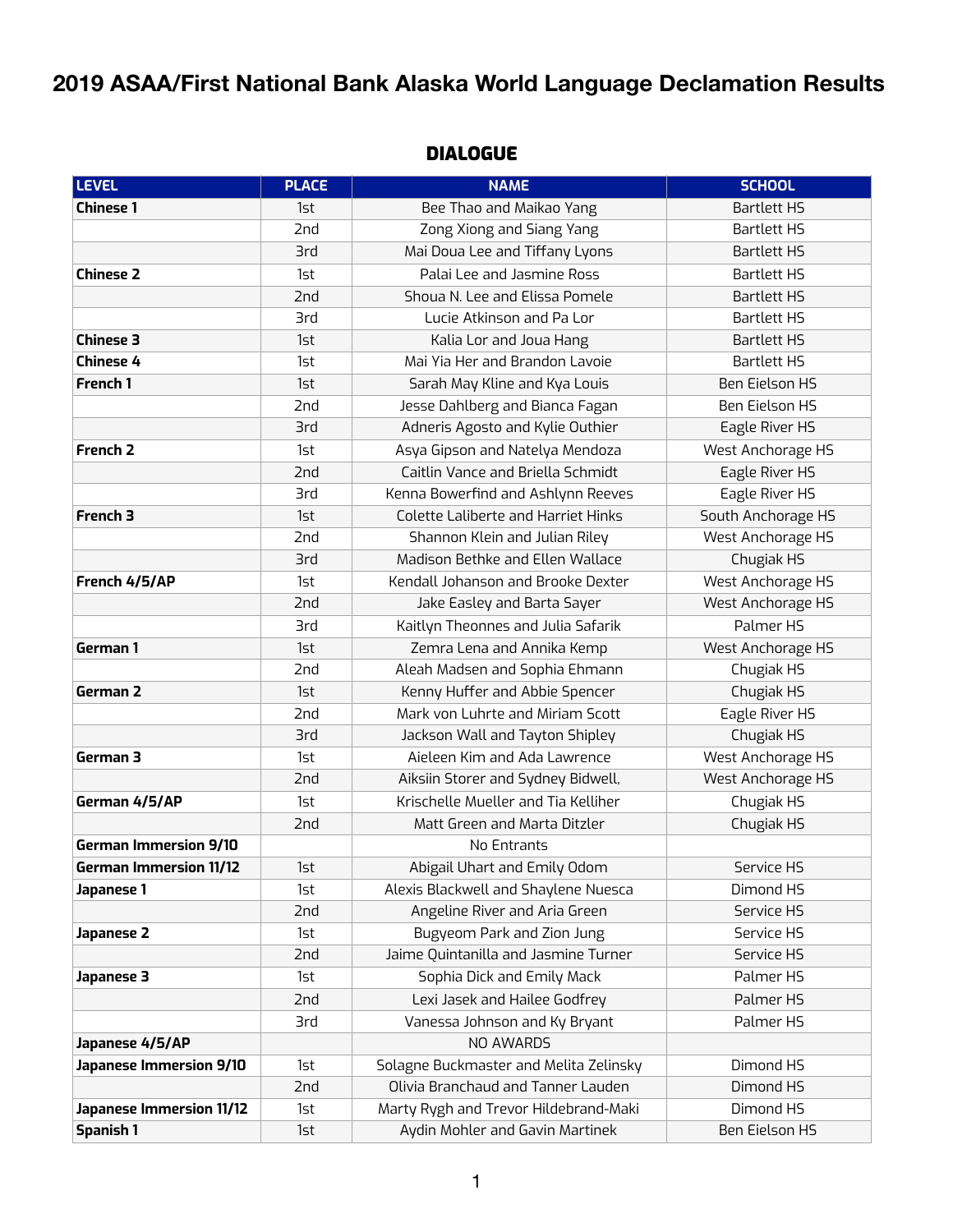# 2019 ASAA/First National Bank Alaska World Language Declamation Results

## DIALOGUE

| LEVEL | PLACE | NAME | SCHOOL |
|---|---|---|---|
| **Chinese 1** | 1st | Bee Thao and Maikao Yang | Bartlett HS |
| | 2nd | Zong Xiong and Siang Yang | Bartlett HS |
| | 3rd | Mai Doua Lee and Tiffany Lyons | Bartlett HS |
| **Chinese 2** | 1st | Palai Lee and Jasmine Ross | Bartlett HS |
| | 2nd | Shoua N. Lee and Elissa Pomele | Bartlett HS |
| | 3rd | Lucie Atkinson and Pa Lor | Bartlett HS |
| **Chinese 3** | 1st | Kalia Lor and Joua Hang | Bartlett HS |
| **Chinese 4** | 1st | Mai Yia Her and Brandon Lavoie | Bartlett HS |
| **French 1** | 1st | Sarah May Kline and Kya Louis | Ben Eielson HS |
| | 2nd | Jesse Dahlberg and Bianca Fagan | Ben Eielson HS |
| | 3rd | Adneris Agosto and Kylie Outhier | Eagle River HS |
| **French 2** | 1st | Asya Gipson and Natelya Mendoza | West Anchorage HS |
| | 2nd | Caitlin Vance and Briella Schmidt | Eagle River HS |
| | 3rd | Kenna Bowerfind and Ashlynn Reeves | Eagle River HS |
| **French 3** | 1st | Colette Laliberte and Harriet Hinks | South Anchorage HS |
| | 2nd | Shannon Klein and Julian Riley | West Anchorage HS |
| | 3rd | Madison Bethke and Ellen Wallace | Chugiak HS |
| **French 4/5/AP** | 1st | Kendall Johanson and Brooke Dexter | West Anchorage HS |
| | 2nd | Jake Easley and Barta Sayer | West Anchorage HS |
| | 3rd | Kaitlyn Theonnes and Julia Safarik | Palmer HS |
| **German 1** | 1st | Zemra Lena and Annika Kemp | West Anchorage HS |
| | 2nd | Aleah Madsen and Sophia Ehmann | Chugiak HS |
| **German 2** | 1st | Kenny Huffer and Abbie Spencer | Chugiak HS |
| | 2nd | Mark von Luhrte and Miriam Scott | Eagle River HS |
| | 3rd | Jackson Wall and Tayton Shipley | Chugiak HS |
| **German 3** | 1st | Aieleen Kim and Ada Lawrence | West Anchorage HS |
| | 2nd | Aiksiin Storer and Sydney Bidwell, | West Anchorage HS |
| **German 4/5/AP** | 1st | Krischelle Mueller and Tia Kelliher | Chugiak HS |
| | 2nd | Matt Green and Marta Ditzler | Chugiak HS |
| **German Immersion 9/10** | | No Entrants | |
| **German Immersion 11/12** | 1st | Abigail Uhart and Emily Odom | Service HS |
| **Japanese 1** | 1st | Alexis Blackwell and Shaylene Nuesca | Dimond HS |
| | 2nd | Angeline River and Aria Green | Service HS |
| **Japanese 2** | 1st | Bugyeom Park and Zion Jung | Service HS |
| | 2nd | Jaime Quintanilla and Jasmine Turner | Service HS |
| **Japanese 3** | 1st | Sophia Dick and Emily Mack | Palmer HS |
| | 2nd | Lexi Jasek and Hailee Godfrey | Palmer HS |
| | 3rd | Vanessa Johnson and Ky Bryant | Palmer HS |
| **Japanese 4/5/AP** | | NO AWARDS | |
| **Japanese Immersion 9/10** | 1st | Solagne Buckmaster and Melita Zelinsky | Dimond HS |
| | 2nd | Olivia Branchaud and Tanner Lauden | Dimond HS |
| **Japanese Immersion 11/12** | 1st | Marty Rygh and Trevor Hildebrand-Maki | Dimond HS |
| **Spanish 1** | 1st | Aydin Mohler and Gavin Martinek | Ben Eielson HS |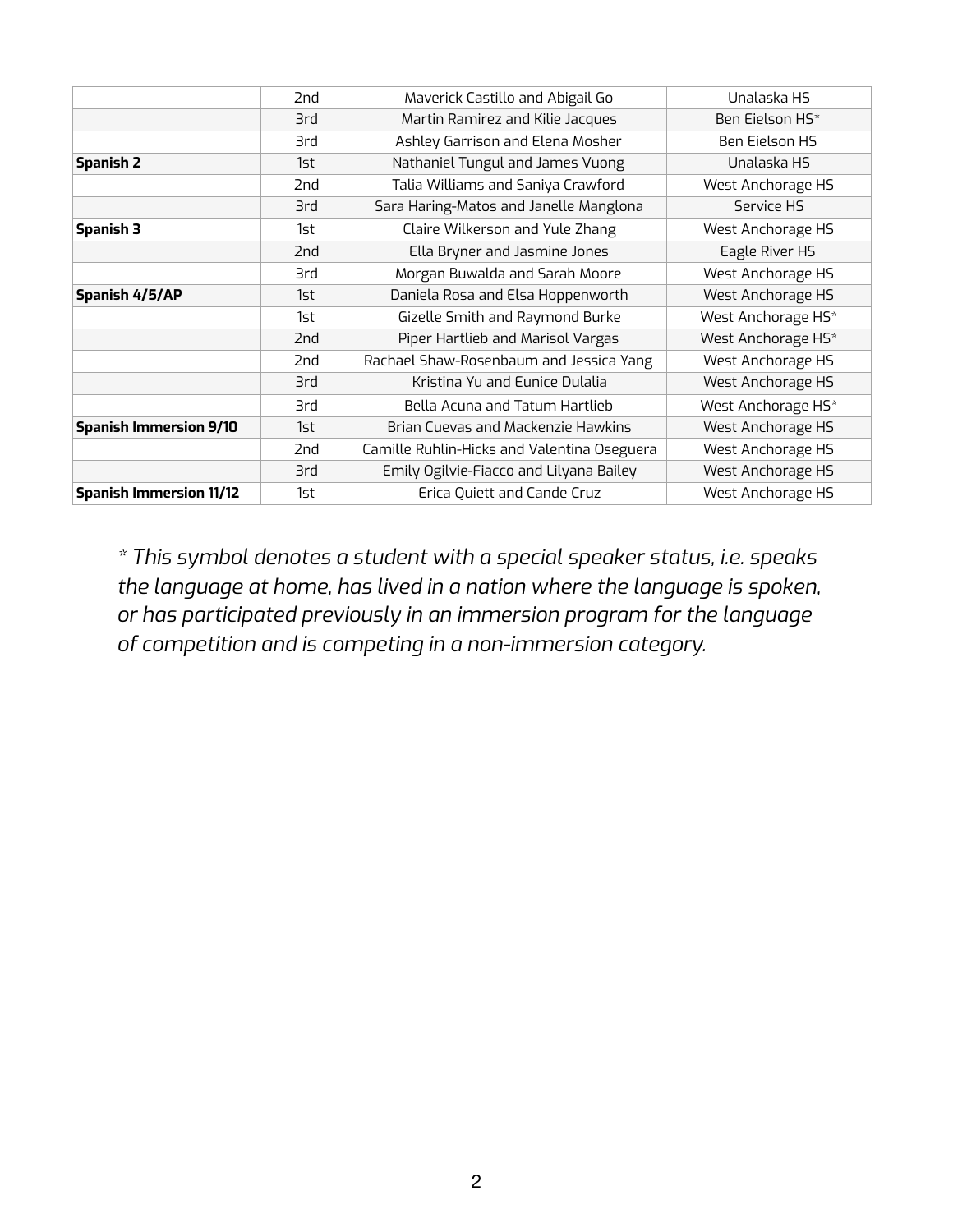| | | | |
|---|---|---|---|
| | 2nd | Maverick Castillo and Abigail Go | Unalaska HS |
| | 3rd | Martin Ramirez and Kilie Jacques | Ben Eielson HS* |
| | 3rd | Ashley Garrison and Elena Mosher | Ben Eielson HS |
| **Spanish 2** | 1st | Nathaniel Tungul and James Vuong | Unalaska HS |
| | 2nd | Talia Williams and Saniya Crawford | West Anchorage HS |
| | 3rd | Sara Haring-Matos and Janelle Manglona | Service HS |
| **Spanish 3** | 1st | Claire Wilkerson and Yule Zhang | West Anchorage HS |
| | 2nd | Ella Bryner and Jasmine Jones | Eagle River HS |
| | 3rd | Morgan Buwalda and Sarah Moore | West Anchorage HS |
| **Spanish 4/5/AP** | 1st | Daniela Rosa and Elsa Hoppenworth | West Anchorage HS |
| | 1st | Gizelle Smith and Raymond Burke | West Anchorage HS* |
| | 2nd | Piper Hartlieb and Marisol Vargas | West Anchorage HS* |
| | 2nd | Rachael Shaw-Rosenbaum and Jessica Yang | West Anchorage HS |
| | 3rd | Kristina Yu and Eunice Dulalia | West Anchorage HS |
| | 3rd | Bella Acuna and Tatum Hartlieb | West Anchorage HS* |
| **Spanish Immersion 9/10** | 1st | Brian Cuevas and Mackenzie Hawkins | West Anchorage HS |
| | 2nd | Camille Ruhlin-Hicks and Valentina Oseguera | West Anchorage HS |
| | 3rd | Emily Ogilvie-Fiacco and Lilyana Bailey | West Anchorage HS |
| **Spanish Immersion 11/12** | 1st | Erica Quiett and Cande Cruz | West Anchorage HS |

*\* This symbol denotes a student with a special speaker status, i.e. speaks the language at home, has lived in a nation where the language is spoken, or has participated previously in an immersion program for the language of competition and is competing in a non-immersion category.*